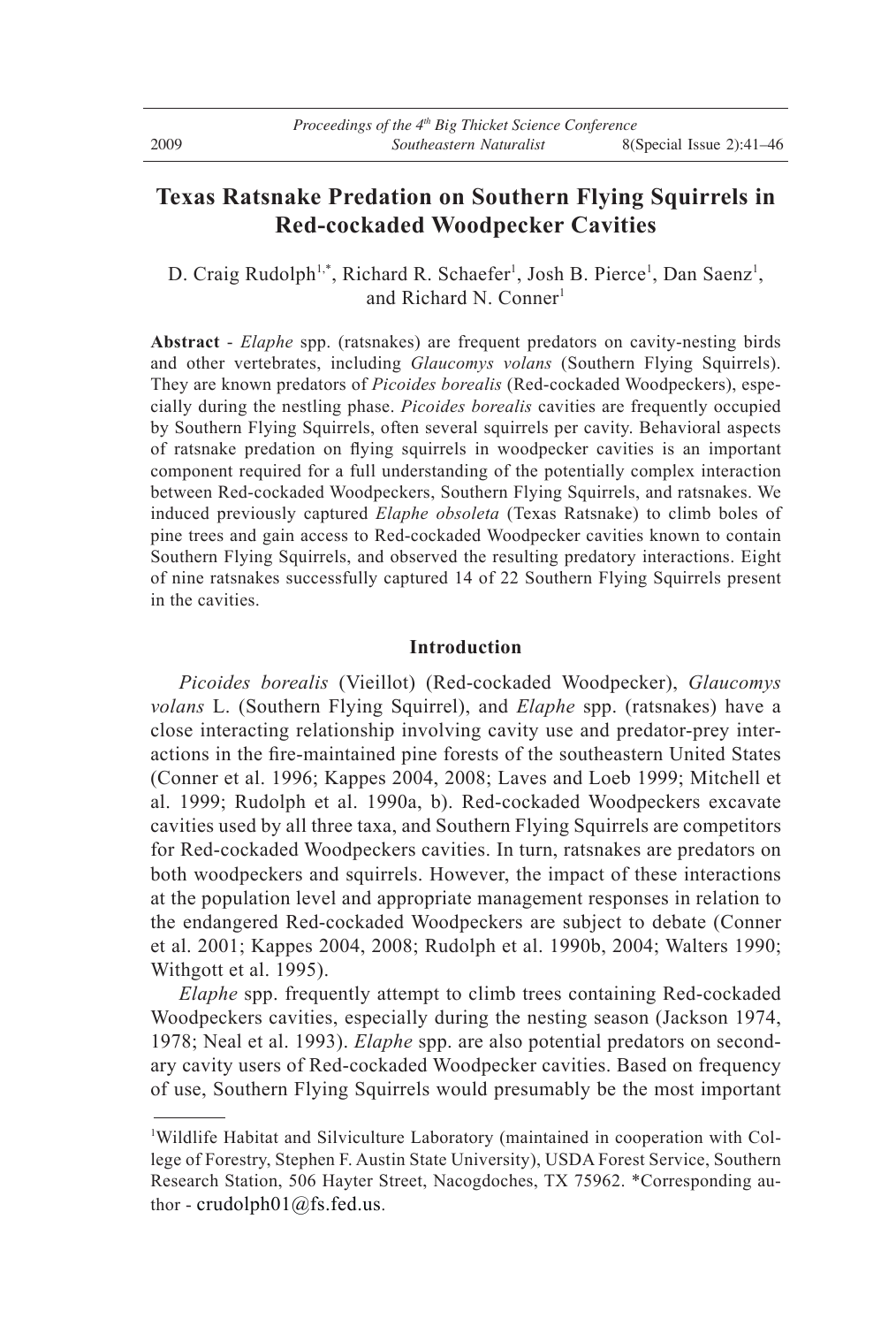# Texas Ratsnake Predation on Southern Flying Squirrels in Red-cockaded Woodpecker Cavities

D. Craig Rudolph[1,*], Richard R. Schaefer[1], Josh B. Pierce[1], Dan Saenz[1], and Richard N. Conner[1]

**Abstract** - *Elaphe* spp. (ratsnakes) are frequent predators on cavity-nesting birds and other vertebrates, including *Glaucomys volans* (Southern Flying Squirrels). They are known predators of *Picoides borealis* (Red-cockaded Woodpeckers), especially during the nestling phase. *Picoides borealis* cavities are frequently occupied by Southern Flying Squirrels, often several squirrels per cavity. Behavioral aspects of ratsnake predation on flying squirrels in woodpecker cavities is an important component required for a full understanding of the potentially complex interaction between Red-cockaded Woodpeckers, Southern Flying Squirrels, and ratsnakes. We induced previously captured *Elaphe obsoleta* (Texas Ratsnake) to climb boles of pine trees and gain access to Red-cockaded Woodpecker cavities known to contain Southern Flying Squirrels, and observed the resulting predatory interactions. Eight of nine ratsnakes successfully captured 14 of 22 Southern Flying Squirrels present in the cavities.

## Introduction

*Picoides borealis* (Vieillot) (Red-cockaded Woodpecker), *Glaucomys volans* L. (Southern Flying Squirrel), and *Elaphe* spp. (ratsnakes) have a close interacting relationship involving cavity use and predator-prey interactions in the fire-maintained pine forests of the southeastern United States (Conner et al. 1996; Kappes 2004, 2008; Laves and Loeb 1999; Mitchell et al. 1999; Rudolph et al. 1990a, b). Red-cockaded Woodpeckers excavate cavities used by all three taxa, and Southern Flying Squirrels are competitors for Red-cockaded Woodpeckers cavities. In turn, ratsnakes are predators on both woodpeckers and squirrels. However, the impact of these interactions at the population level and appropriate management responses in relation to the endangered Red-cockaded Woodpeckers are subject to debate (Conner et al. 2001; Kappes 2004, 2008; Rudolph et al. 1990b, 2004; Walters 1990; Withgott et al. 1995).

*Elaphe* spp. frequently attempt to climb trees containing Red-cockaded Woodpeckers cavities, especially during the nesting season (Jackson 1974, 1978; Neal et al. 1993). *Elaphe* spp. are also potential predators on secondary cavity users of Red-cockaded Woodpecker cavities. Based on frequency of use, Southern Flying Squirrels would presumably be the most important

[1]Wildlife Habitat and Silviculture Laboratory (maintained in cooperation with College of Forestry, Stephen F. Austin State University), USDA Forest Service, Southern Research Station, 506 Hayter Street, Nacogdoches, TX 75962. *Corresponding author - crudolph01@fs.fed.us.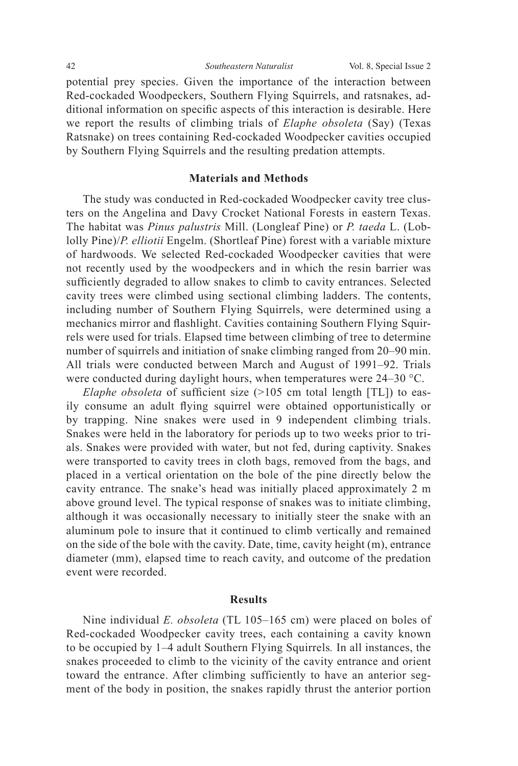potential prey species. Given the importance of the interaction between Red-cockaded Woodpeckers, Southern Flying Squirrels, and ratsnakes, additional information on specific aspects of this interaction is desirable. Here we report the results of climbing trials of *Elaphe obsoleta* (Say) (Texas Ratsnake) on trees containing Red-cockaded Woodpecker cavities occupied by Southern Flying Squirrels and the resulting predation attempts.

## Materials and Methods

The study was conducted in Red-cockaded Woodpecker cavity tree clusters on the Angelina and Davy Crocket National Forests in eastern Texas. The habitat was *Pinus palustris* Mill. (Longleaf Pine) or *P. taeda* L. (Loblolly Pine)/*P. elliotii* Engelm. (Shortleaf Pine) forest with a variable mixture of hardwoods. We selected Red-cockaded Woodpecker cavities that were not recently used by the woodpeckers and in which the resin barrier was sufficiently degraded to allow snakes to climb to cavity entrances. Selected cavity trees were climbed using sectional climbing ladders. The contents, including number of Southern Flying Squirrels, were determined using a mechanics mirror and flashlight. Cavities containing Southern Flying Squirrels were used for trials. Elapsed time between climbing of tree to determine number of squirrels and initiation of snake climbing ranged from 20–90 min. All trials were conducted between March and August of 1991–92. Trials were conducted during daylight hours, when temperatures were 24–30 °C.

*Elaphe obsoleta* of sufficient size (>105 cm total length [TL]) to easily consume an adult flying squirrel were obtained opportunistically or by trapping. Nine snakes were used in 9 independent climbing trials. Snakes were held in the laboratory for periods up to two weeks prior to trials. Snakes were provided with water, but not fed, during captivity. Snakes were transported to cavity trees in cloth bags, removed from the bags, and placed in a vertical orientation on the bole of the pine directly below the cavity entrance. The snake's head was initially placed approximately 2 m above ground level. The typical response of snakes was to initiate climbing, although it was occasionally necessary to initially steer the snake with an aluminum pole to insure that it continued to climb vertically and remained on the side of the bole with the cavity. Date, time, cavity height (m), entrance diameter (mm), elapsed time to reach cavity, and outcome of the predation event were recorded.

## Results

Nine individual *E. obsoleta* (TL 105–165 cm) were placed on boles of Red-cockaded Woodpecker cavity trees, each containing a cavity known to be occupied by 1–4 adult Southern Flying Squirrels*.* In all instances, the snakes proceeded to climb to the vicinity of the cavity entrance and orient toward the entrance. After climbing sufficiently to have an anterior segment of the body in position, the snakes rapidly thrust the anterior portion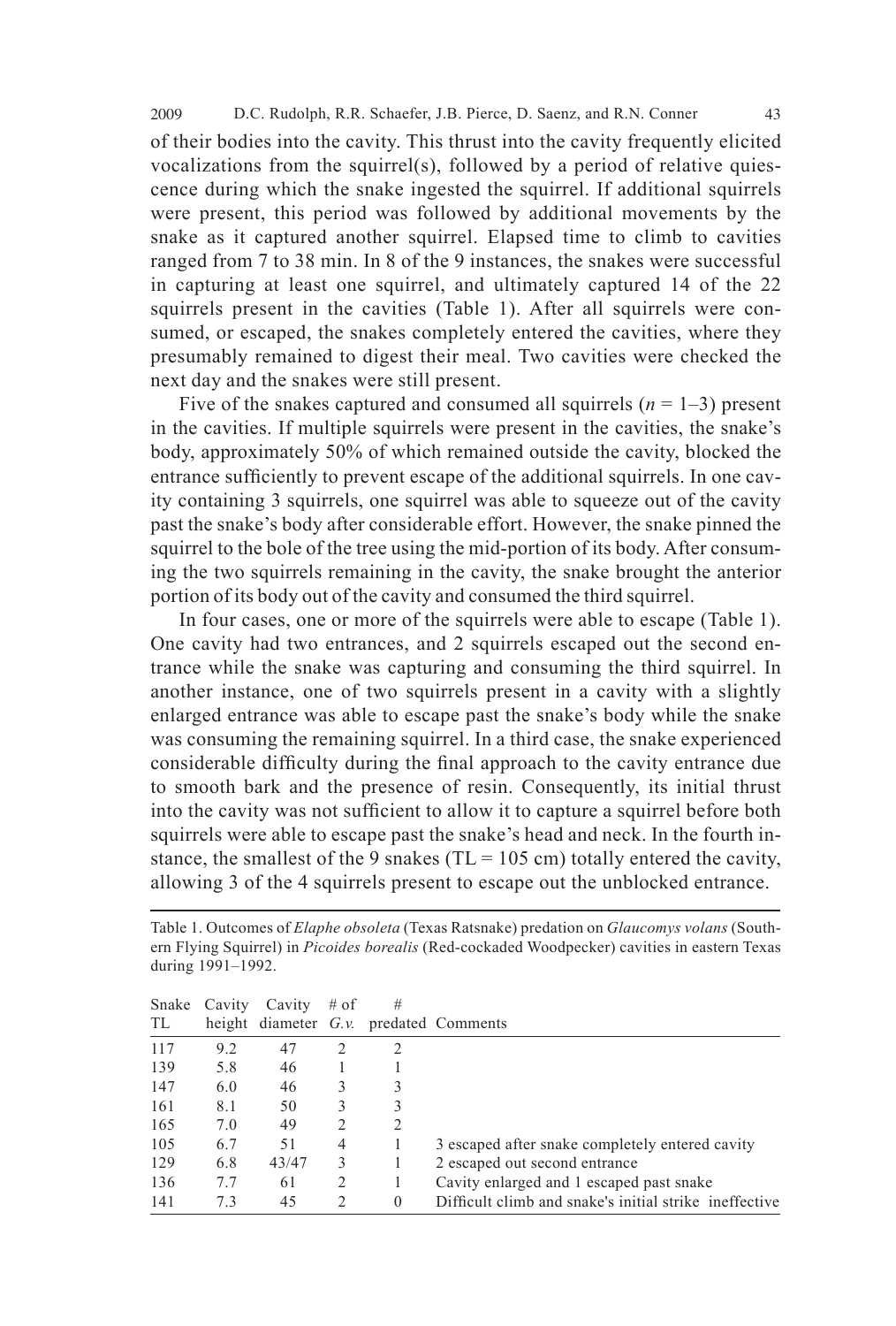of their bodies into the cavity. This thrust into the cavity frequently elicited vocalizations from the squirrel(s), followed by a period of relative quiescence during which the snake ingested the squirrel. If additional squirrels were present, this period was followed by additional movements by the snake as it captured another squirrel. Elapsed time to climb to cavities ranged from 7 to 38 min. In 8 of the 9 instances, the snakes were successful in capturing at least one squirrel, and ultimately captured 14 of the 22 squirrels present in the cavities (Table 1). After all squirrels were consumed, or escaped, the snakes completely entered the cavities, where they presumably remained to digest their meal. Two cavities were checked the next day and the snakes were still present.

Five of the snakes captured and consumed all squirrels ($n$ = 1–3) present in the cavities. If multiple squirrels were present in the cavities, the snake's body, approximately 50% of which remained outside the cavity, blocked the entrance sufficiently to prevent escape of the additional squirrels. In one cavity containing 3 squirrels, one squirrel was able to squeeze out of the cavity past the snake's body after considerable effort. However, the snake pinned the squirrel to the bole of the tree using the mid-portion of its body. After consuming the two squirrels remaining in the cavity, the snake brought the anterior portion of its body out of the cavity and consumed the third squirrel.

In four cases, one or more of the squirrels were able to escape (Table 1). One cavity had two entrances, and 2 squirrels escaped out the second entrance while the snake was capturing and consuming the third squirrel. In another instance, one of two squirrels present in a cavity with a slightly enlarged entrance was able to escape past the snake's body while the snake was consuming the remaining squirrel. In a third case, the snake experienced considerable difficulty during the final approach to the cavity entrance due to smooth bark and the presence of resin. Consequently, its initial thrust into the cavity was not sufficient to allow it to capture a squirrel before both squirrels were able to escape past the snake's head and neck. In the fourth instance, the smallest of the 9 snakes (TL = 105 cm) totally entered the cavity, allowing 3 of the 4 squirrels present to escape out the unblocked entrance.

Table 1. Outcomes of *Elaphe obsoleta* (Texas Ratsnake) predation on *Glaucomys volans* (Southern Flying Squirrel) in *Picoides borealis* (Red-cockaded Woodpecker) cavities in eastern Texas during 1991–1992.

| Snake TL | Cavity height | Cavity diameter | # of *G.v.* | # predated | Comments |
|---|---|---|---|---|---|
| 117 | 9.2 | 47 | 2 | 2 | |
| 139 | 5.8 | 46 | 1 | 1 | |
| 147 | 6.0 | 46 | 3 | 3 | |
| 161 | 8.1 | 50 | 3 | 3 | |
| 165 | 7.0 | 49 | 2 | 2 | |
| 105 | 6.7 | 51 | 4 | 1 | 3 escaped after snake completely entered cavity |
| 129 | 6.8 | 43/47 | 3 | 1 | 2 escaped out second entrance |
| 136 | 7.7 | 61 | 2 | 1 | Cavity enlarged and 1 escaped past snake |
| 141 | 7.3 | 45 | 2 | 0 | Difficult climb and snake's initial strike ineffective |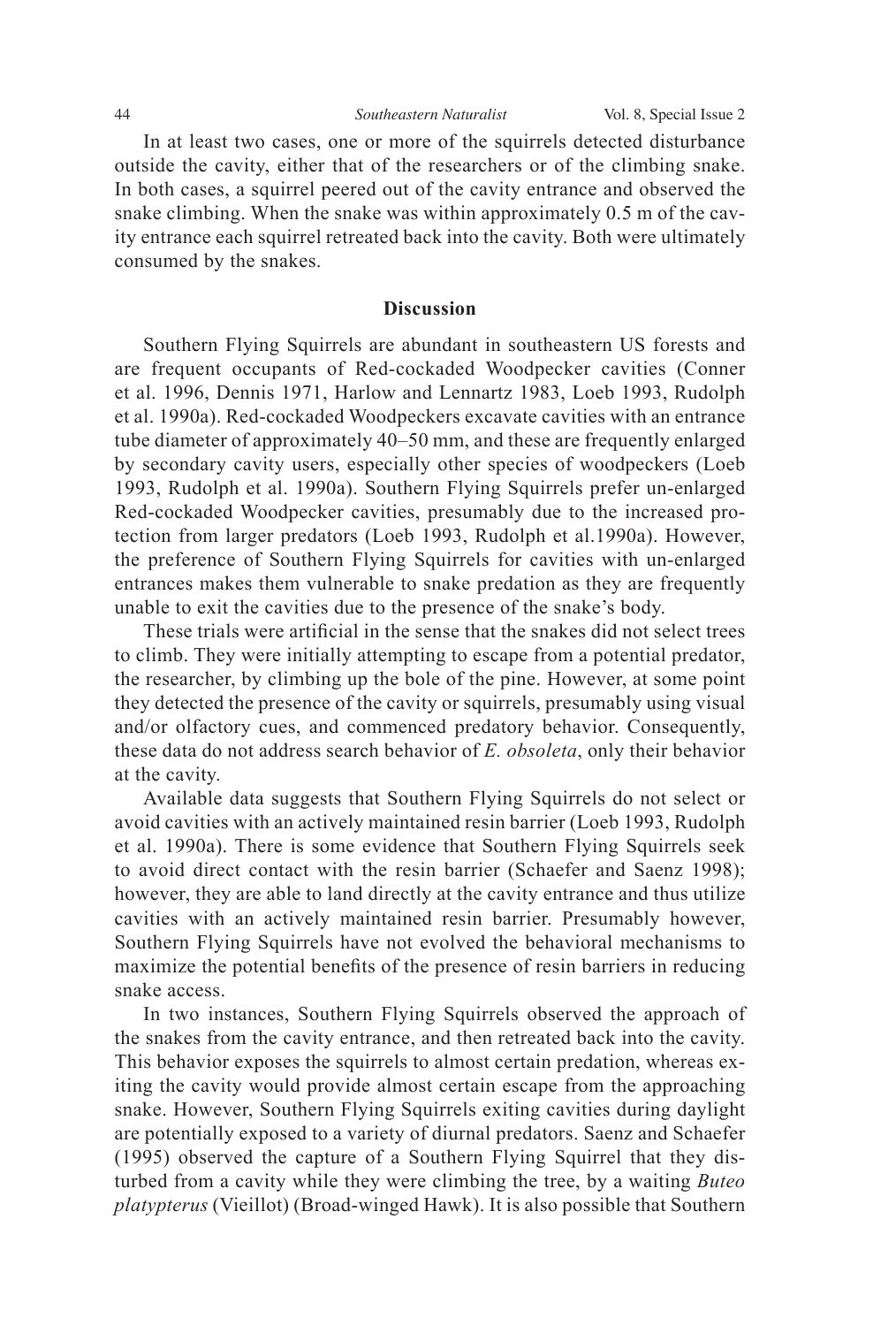In at least two cases, one or more of the squirrels detected disturbance outside the cavity, either that of the researchers or of the climbing snake. In both cases, a squirrel peered out of the cavity entrance and observed the snake climbing. When the snake was within approximately 0.5 m of the cavity entrance each squirrel retreated back into the cavity. Both were ultimately consumed by the snakes.

## Discussion

Southern Flying Squirrels are abundant in southeastern US forests and are frequent occupants of Red-cockaded Woodpecker cavities (Conner et al. 1996, Dennis 1971, Harlow and Lennartz 1983, Loeb 1993, Rudolph et al. 1990a). Red-cockaded Woodpeckers excavate cavities with an entrance tube diameter of approximately 40–50 mm, and these are frequently enlarged by secondary cavity users, especially other species of woodpeckers (Loeb 1993, Rudolph et al. 1990a). Southern Flying Squirrels prefer un-enlarged Red-cockaded Woodpecker cavities, presumably due to the increased protection from larger predators (Loeb 1993, Rudolph et al.1990a). However, the preference of Southern Flying Squirrels for cavities with un-enlarged entrances makes them vulnerable to snake predation as they are frequently unable to exit the cavities due to the presence of the snake's body.

These trials were artificial in the sense that the snakes did not select trees to climb. They were initially attempting to escape from a potential predator, the researcher, by climbing up the bole of the pine. However, at some point they detected the presence of the cavity or squirrels, presumably using visual and/or olfactory cues, and commenced predatory behavior. Consequently, these data do not address search behavior of *E. obsoleta*, only their behavior at the cavity.

Available data suggests that Southern Flying Squirrels do not select or avoid cavities with an actively maintained resin barrier (Loeb 1993, Rudolph et al. 1990a). There is some evidence that Southern Flying Squirrels seek to avoid direct contact with the resin barrier (Schaefer and Saenz 1998); however, they are able to land directly at the cavity entrance and thus utilize cavities with an actively maintained resin barrier. Presumably however, Southern Flying Squirrels have not evolved the behavioral mechanisms to maximize the potential benefits of the presence of resin barriers in reducing snake access.

In two instances, Southern Flying Squirrels observed the approach of the snakes from the cavity entrance, and then retreated back into the cavity. This behavior exposes the squirrels to almost certain predation, whereas exiting the cavity would provide almost certain escape from the approaching snake. However, Southern Flying Squirrels exiting cavities during daylight are potentially exposed to a variety of diurnal predators. Saenz and Schaefer (1995) observed the capture of a Southern Flying Squirrel that they disturbed from a cavity while they were climbing the tree, by a waiting *Buteo platypterus* (Vieillot) (Broad-winged Hawk). It is also possible that Southern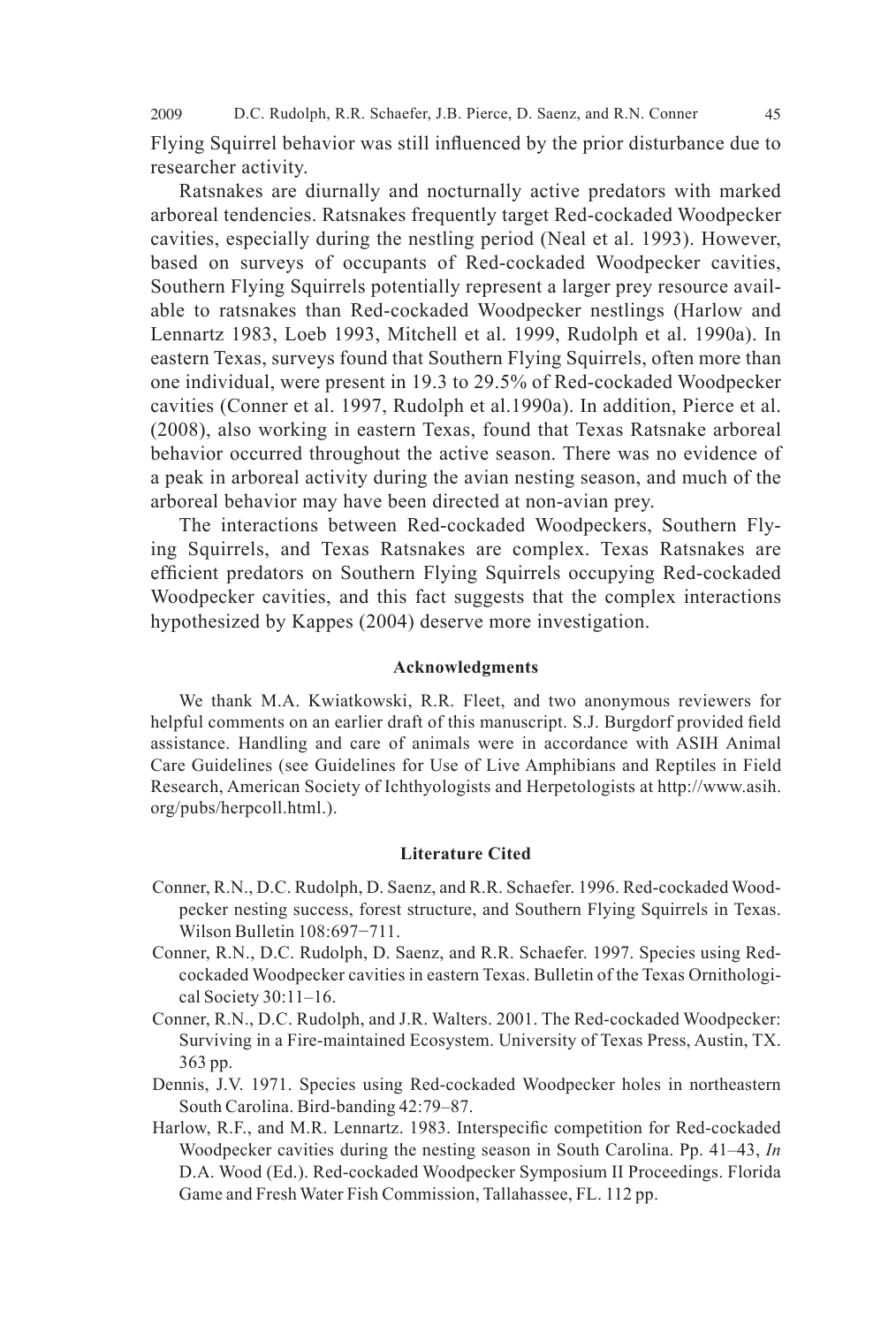Flying Squirrel behavior was still influenced by the prior disturbance due to researcher activity.

Ratsnakes are diurnally and nocturnally active predators with marked arboreal tendencies. Ratsnakes frequently target Red-cockaded Woodpecker cavities, especially during the nestling period (Neal et al. 1993). However, based on surveys of occupants of Red-cockaded Woodpecker cavities, Southern Flying Squirrels potentially represent a larger prey resource available to ratsnakes than Red-cockaded Woodpecker nestlings (Harlow and Lennartz 1983, Loeb 1993, Mitchell et al. 1999, Rudolph et al. 1990a). In eastern Texas, surveys found that Southern Flying Squirrels, often more than one individual, were present in 19.3 to 29.5% of Red-cockaded Woodpecker cavities (Conner et al. 1997, Rudolph et al.1990a). In addition, Pierce et al. (2008), also working in eastern Texas, found that Texas Ratsnake arboreal behavior occurred throughout the active season. There was no evidence of a peak in arboreal activity during the avian nesting season, and much of the arboreal behavior may have been directed at non-avian prey.

The interactions between Red-cockaded Woodpeckers, Southern Flying Squirrels, and Texas Ratsnakes are complex. Texas Ratsnakes are efficient predators on Southern Flying Squirrels occupying Red-cockaded Woodpecker cavities, and this fact suggests that the complex interactions hypothesized by Kappes (2004) deserve more investigation.

## Acknowledgments

We thank M.A. Kwiatkowski, R.R. Fleet, and two anonymous reviewers for helpful comments on an earlier draft of this manuscript. S.J. Burgdorf provided field assistance. Handling and care of animals were in accordance with ASIH Animal Care Guidelines (see Guidelines for Use of Live Amphibians and Reptiles in Field Research, American Society of Ichthyologists and Herpetologists at http://www.asih.org/pubs/herpcoll.html.).

## Literature Cited

Conner, R.N., D.C. Rudolph, D. Saenz, and R.R. Schaefer. 1996. Red-cockaded Woodpecker nesting success, forest structure, and Southern Flying Squirrels in Texas. Wilson Bulletin 108:697−711.

Conner, R.N., D.C. Rudolph, D. Saenz, and R.R. Schaefer. 1997. Species using Red-cockaded Woodpecker cavities in eastern Texas. Bulletin of the Texas Ornithological Society 30:11–16.

Conner, R.N., D.C. Rudolph, and J.R. Walters. 2001. The Red-cockaded Woodpecker: Surviving in a Fire-maintained Ecosystem. University of Texas Press, Austin, TX. 363 pp.

Dennis, J.V. 1971. Species using Red-cockaded Woodpecker holes in northeastern South Carolina. Bird-banding 42:79–87.

Harlow, R.F., and M.R. Lennartz. 1983. Interspecific competition for Red-cockaded Woodpecker cavities during the nesting season in South Carolina. Pp. 41–43, *In* D.A. Wood (Ed.). Red-cockaded Woodpecker Symposium II Proceedings. Florida Game and Fresh Water Fish Commission, Tallahassee, FL. 112 pp.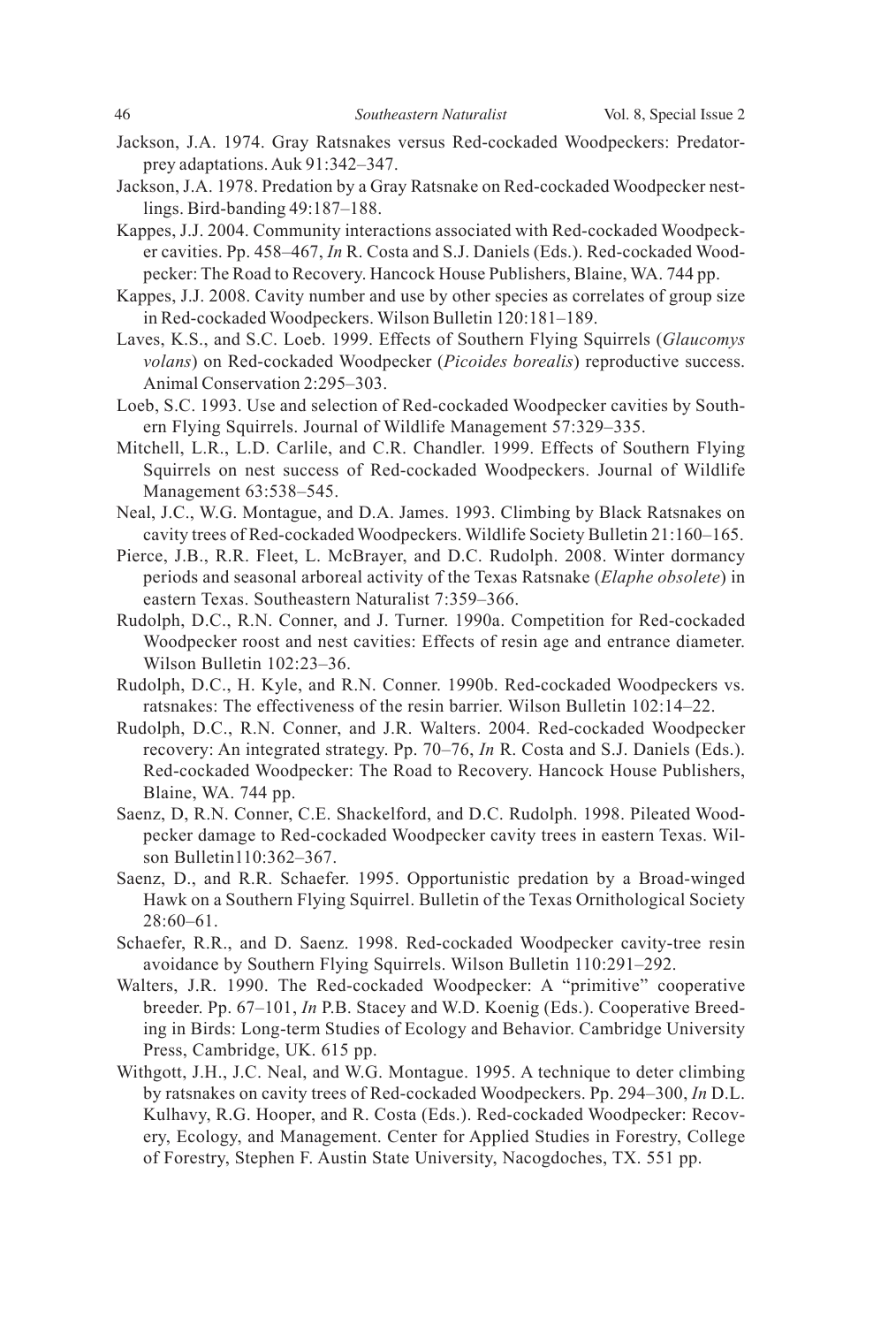Jackson, J.A. 1974. Gray Ratsnakes versus Red-cockaded Woodpeckers: Predator-prey adaptations. Auk 91:342–347.

Jackson, J.A. 1978. Predation by a Gray Ratsnake on Red-cockaded Woodpecker nestlings. Bird-banding 49:187–188.

Kappes, J.J. 2004. Community interactions associated with Red-cockaded Woodpecker cavities. Pp. 458–467, *In* R. Costa and S.J. Daniels (Eds.). Red-cockaded Woodpecker: The Road to Recovery. Hancock House Publishers, Blaine, WA. 744 pp.

Kappes, J.J. 2008. Cavity number and use by other species as correlates of group size in Red-cockaded Woodpeckers. Wilson Bulletin 120:181–189.

Laves, K.S., and S.C. Loeb. 1999. Effects of Southern Flying Squirrels (*Glaucomys volans*) on Red-cockaded Woodpecker (*Picoides borealis*) reproductive success. Animal Conservation 2:295–303.

Loeb, S.C. 1993. Use and selection of Red-cockaded Woodpecker cavities by Southern Flying Squirrels. Journal of Wildlife Management 57:329–335.

Mitchell, L.R., L.D. Carlile, and C.R. Chandler. 1999. Effects of Southern Flying Squirrels on nest success of Red-cockaded Woodpeckers. Journal of Wildlife Management 63:538–545.

Neal, J.C., W.G. Montague, and D.A. James. 1993. Climbing by Black Ratsnakes on cavity trees of Red-cockaded Woodpeckers. Wildlife Society Bulletin 21:160–165.

Pierce, J.B., R.R. Fleet, L. McBrayer, and D.C. Rudolph. 2008. Winter dormancy periods and seasonal arboreal activity of the Texas Ratsnake (*Elaphe obsolete*) in eastern Texas. Southeastern Naturalist 7:359–366.

Rudolph, D.C., R.N. Conner, and J. Turner. 1990a. Competition for Red-cockaded Woodpecker roost and nest cavities: Effects of resin age and entrance diameter. Wilson Bulletin 102:23–36.

Rudolph, D.C., H. Kyle, and R.N. Conner. 1990b. Red-cockaded Woodpeckers vs. ratsnakes: The effectiveness of the resin barrier. Wilson Bulletin 102:14–22.

Rudolph, D.C., R.N. Conner, and J.R. Walters. 2004. Red-cockaded Woodpecker recovery: An integrated strategy. Pp. 70–76, *In* R. Costa and S.J. Daniels (Eds.). Red-cockaded Woodpecker: The Road to Recovery. Hancock House Publishers, Blaine, WA. 744 pp.

Saenz, D, R.N. Conner, C.E. Shackelford, and D.C. Rudolph. 1998. Pileated Woodpecker damage to Red-cockaded Woodpecker cavity trees in eastern Texas. Wilson Bulletin110:362–367.

Saenz, D., and R.R. Schaefer. 1995. Opportunistic predation by a Broad-winged Hawk on a Southern Flying Squirrel. Bulletin of the Texas Ornithological Society 28:60–61.

Schaefer, R.R., and D. Saenz. 1998. Red-cockaded Woodpecker cavity-tree resin avoidance by Southern Flying Squirrels. Wilson Bulletin 110:291–292.

Walters, J.R. 1990. The Red-cockaded Woodpecker: A "primitive" cooperative breeder. Pp. 67–101, *In* P.B. Stacey and W.D. Koenig (Eds.). Cooperative Breeding in Birds: Long-term Studies of Ecology and Behavior. Cambridge University Press, Cambridge, UK. 615 pp.

Withgott, J.H., J.C. Neal, and W.G. Montague. 1995. A technique to deter climbing by ratsnakes on cavity trees of Red-cockaded Woodpeckers. Pp. 294–300, *In* D.L. Kulhavy, R.G. Hooper, and R. Costa (Eds.). Red-cockaded Woodpecker: Recovery, Ecology, and Management. Center for Applied Studies in Forestry, College of Forestry, Stephen F. Austin State University, Nacogdoches, TX. 551 pp.